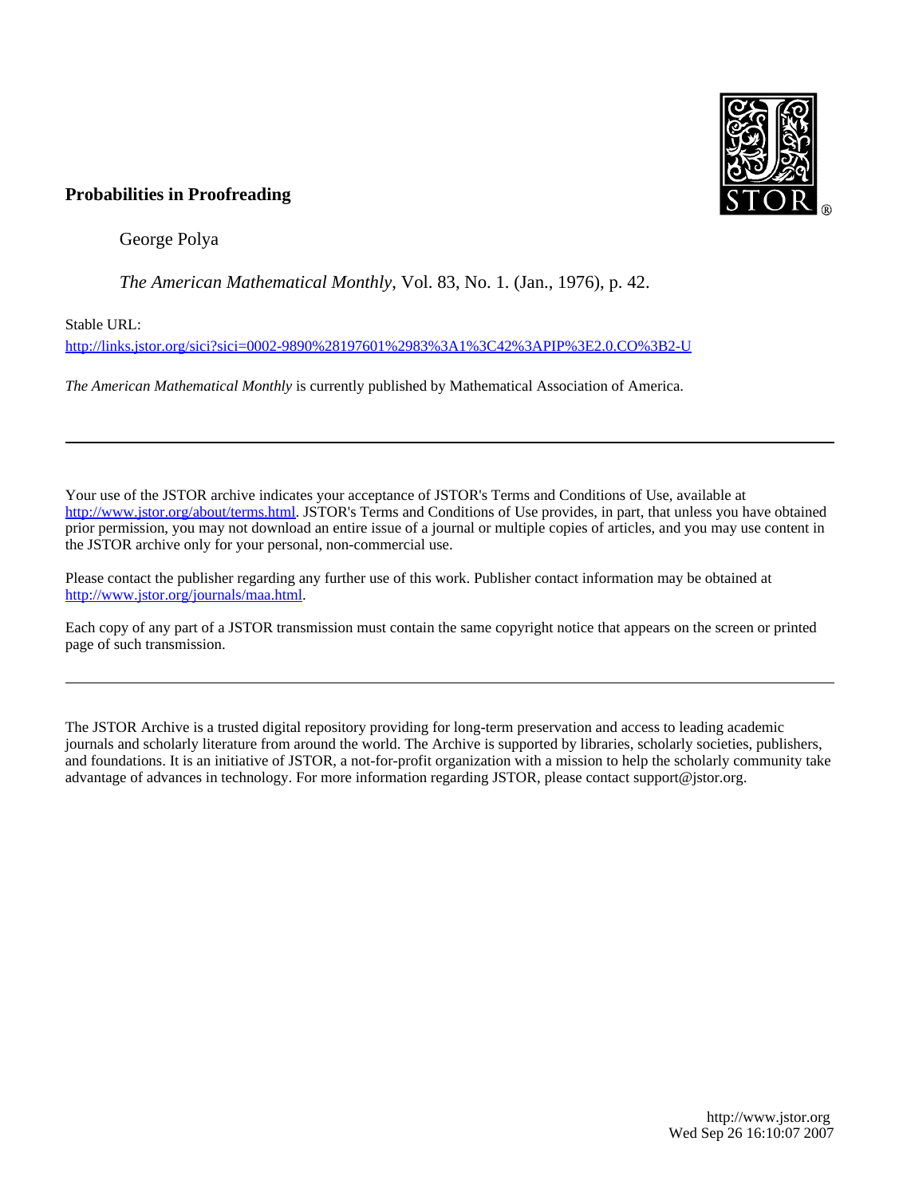**Probabilities in Proofreading**

George Polya

*The American Mathematical Monthly*, Vol. 83, No. 1. (Jan., 1976), p. 42.

Stable URL:

http://links.jstor.org/sici?sici=0002-9890%28197601%2983%3A1%3C42%3APIP%3E2.0.CO%3B2-U

*The American Mathematical Monthly* is currently published by Mathematical Association of America.

---

Your use of the JSTOR archive indicates your acceptance of JSTOR's Terms and Conditions of Use, available at http://www.jstor.org/about/terms.html. JSTOR's Terms and Conditions of Use provides, in part, that unless you have obtained prior permission, you may not download an entire issue of a journal or multiple copies of articles, and you may use content in the JSTOR archive only for your personal, non-commercial use.

Please contact the publisher regarding any further use of this work. Publisher contact information may be obtained at http://www.jstor.org/journals/maa.html.

Each copy of any part of a JSTOR transmission must contain the same copyright notice that appears on the screen or printed page of such transmission.

---

The JSTOR Archive is a trusted digital repository providing for long-term preservation and access to leading academic journals and scholarly literature from around the world. The Archive is supported by libraries, scholarly societies, publishers, and foundations. It is an initiative of JSTOR, a not-for-profit organization with a mission to help the scholarly community take advantage of advances in technology. For more information regarding JSTOR, please contact support@jstor.org.

http://www.jstor.org
Wed Sep 26 16:10:07 2007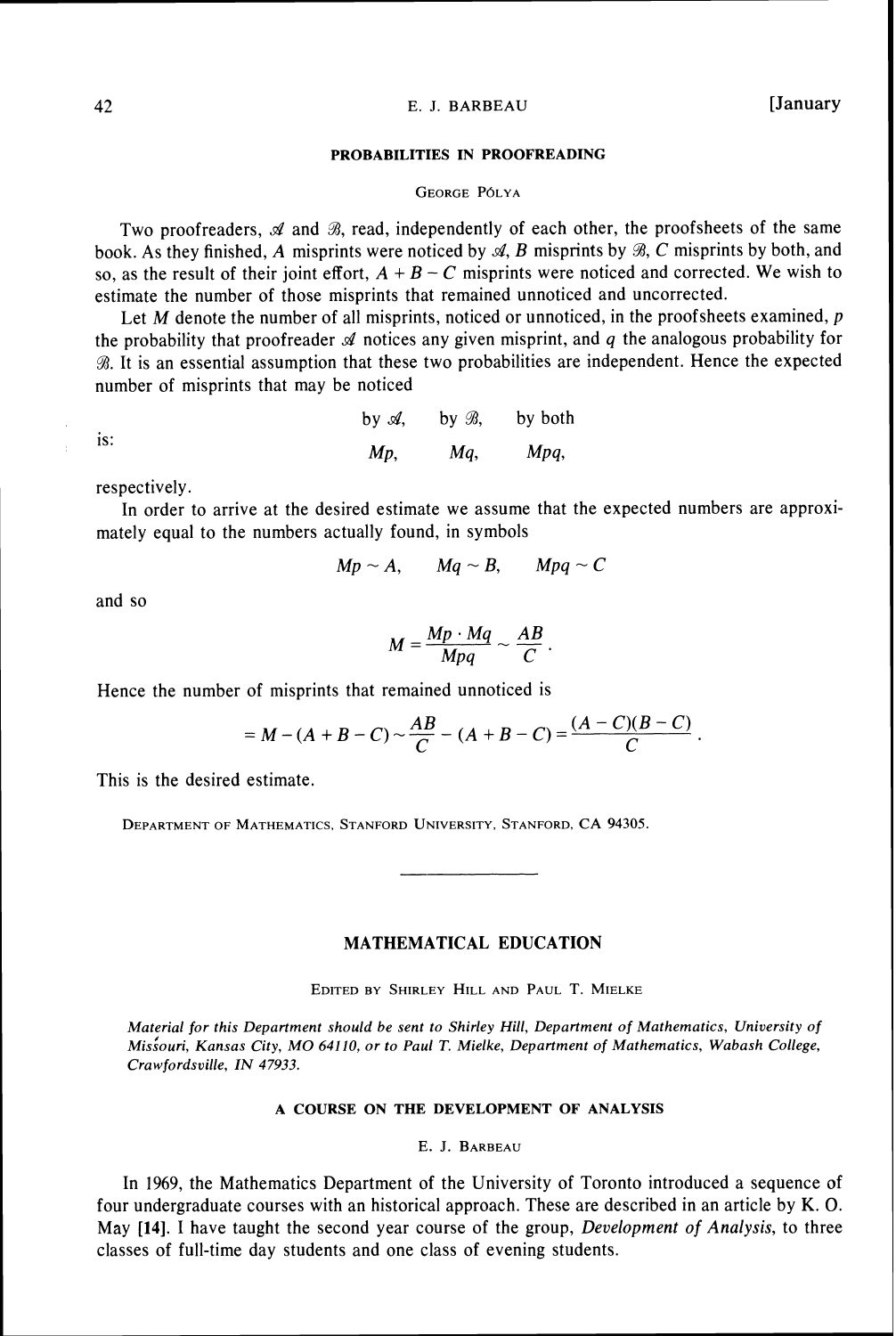### PROBABILITIES IN PROOFREADING

GEORGE PÓLYA

Two proofreaders, $\mathscr{A}$ and $\mathscr{B}$, read, independently of each other, the proofsheets of the same book. As they finished, $A$ misprints were noticed by $\mathscr{A}$, $B$ misprints by $\mathscr{B}$, $C$ misprints by both, and so, as the result of their joint effort, $A + B - C$ misprints were noticed and corrected. We wish to estimate the number of those misprints that remained unnoticed and uncorrected.

Let $M$ denote the number of all misprints, noticed or unnoticed, in the proofsheets examined, $p$ the probability that proofreader $\mathscr{A}$ notices any given misprint, and $q$ the analogous probability for $\mathscr{B}$. It is an essential assumption that these two probabilities are independent. Hence the expected number of misprints that may be noticed

| | by $\mathscr{A}$, | by $\mathscr{B}$, | by both |
|---|---|---|---|
| is: | $Mp$, | $Mq$, | $Mpq$, |

respectively.

In order to arrive at the desired estimate we assume that the expected numbers are approximately equal to the numbers actually found, in symbols

$$Mp \sim A, \qquad Mq \sim B, \qquad Mpq \sim C$$

and so

$$M = \frac{Mp \cdot Mq}{Mpq} \sim \frac{AB}{C}.$$

Hence the number of misprints that remained unnoticed is

$$= M - (A + B - C) \sim \frac{AB}{C} - (A + B - C) = \frac{(A - C)(B - C)}{C}.$$

This is the desired estimate.

DEPARTMENT OF MATHEMATICS, STANFORD UNIVERSITY, STANFORD, CA 94305.

---

## MATHEMATICAL EDUCATION

EDITED BY SHIRLEY HILL AND PAUL T. MIELKE

*Material for this Department should be sent to Shirley Hill, Department of Mathematics, University of Missouri, Kansas City, MO 64110, or to Paul T. Mielke, Department of Mathematics, Wabash College, Crawfordsville, IN 47933.*

### A COURSE ON THE DEVELOPMENT OF ANALYSIS

E. J. BARBEAU

In 1969, the Mathematics Department of the University of Toronto introduced a sequence of four undergraduate courses with an historical approach. These are described in an article by K. O. May **[14]**. I have taught the second year course of the group, *Development of Analysis*, to three classes of full-time day students and one class of evening students.